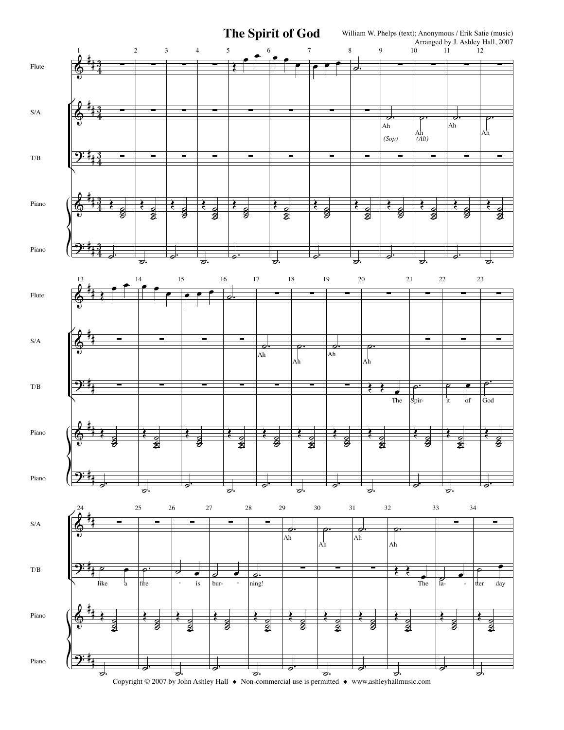# The Spirit of God

William W. Phelps (text); Anonymous / Erik Satie (music)
Arranged by J. Ashley Hall, 2007

Copyright © 2007 by John Ashley Hall ◆ Non-commercial use is permitted ◆ www.ashleyhallmusic.com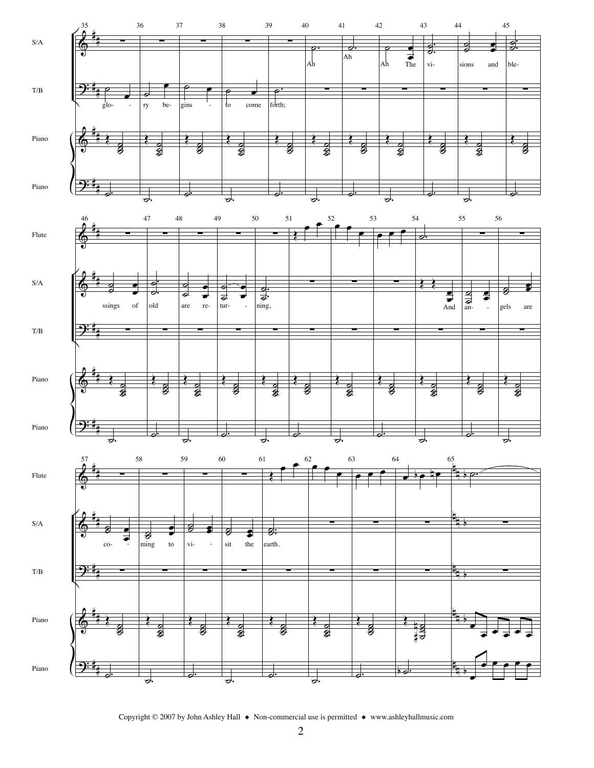glory begins to come forth;

Ah Ah Ah The visions and blessings of old are returning,

And angels are coming to visit the earth.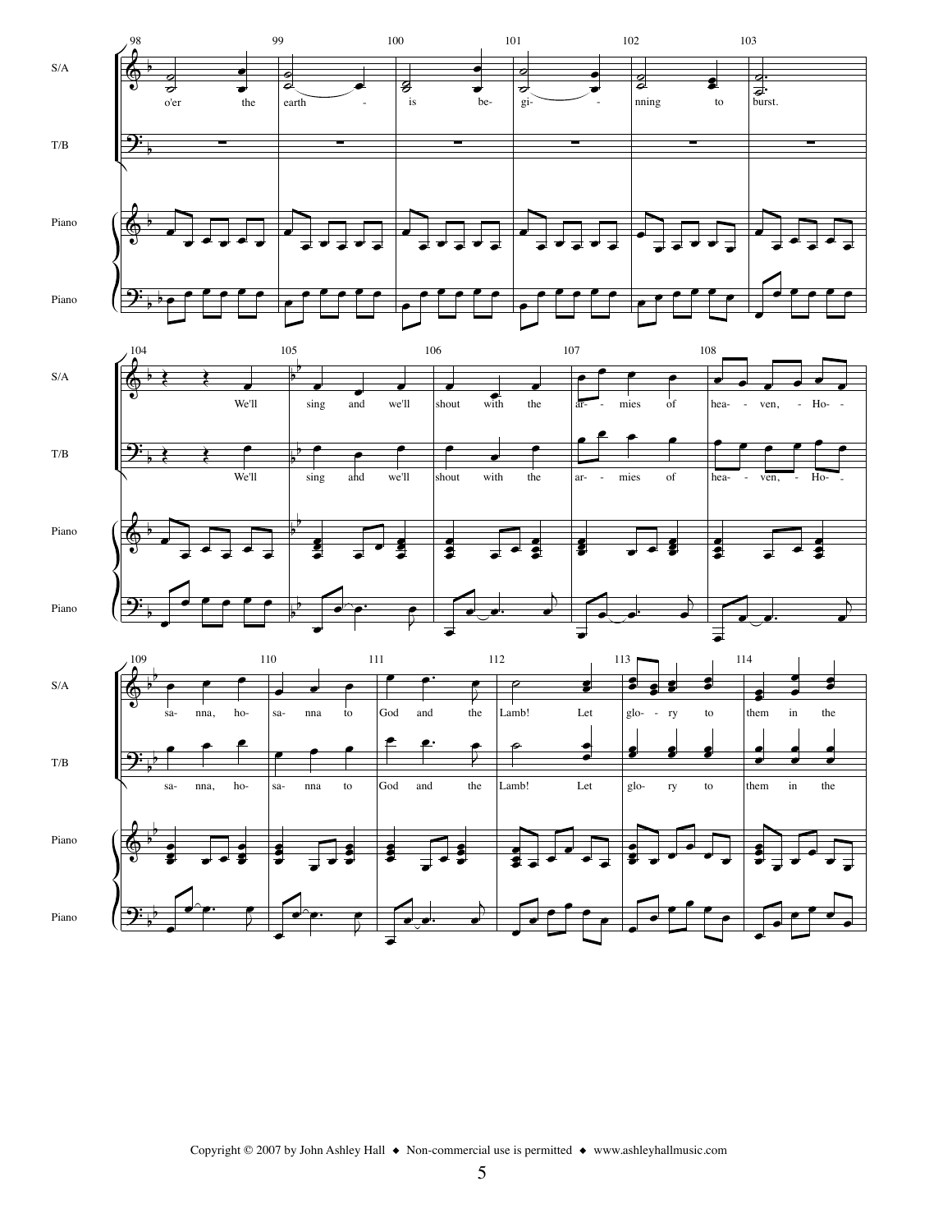o'er the earth is be- gi- nning to burst.

We'll sing and we'll shout with the ar- mies of hea- ven, Ho- sa- nna, ho- sa- nna to God and the Lamb! Let glo- ry to them in the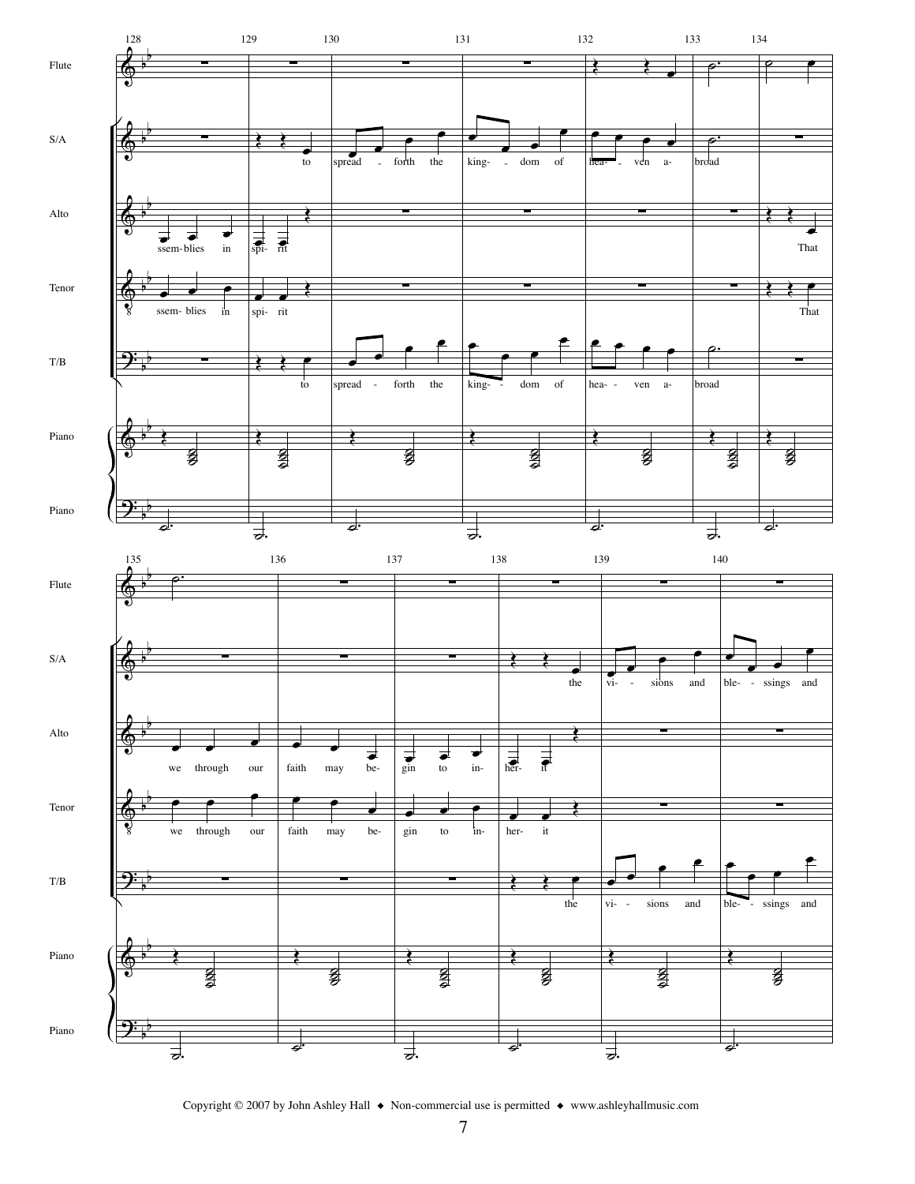Copyright © 2007 by John Ashley Hall ◆ Non-commercial use is permitted ◆ www.ashleyhallmusic.com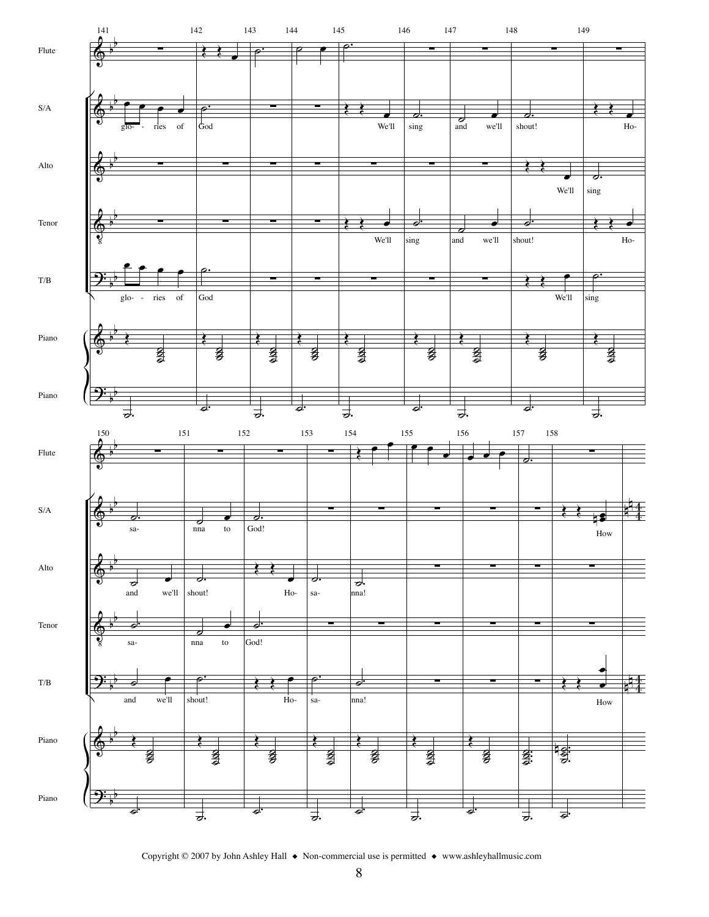Copyright © 2007 by John Ashley Hall ◆ Non-commercial use is permitted ◆ www.ashleyhallmusic.com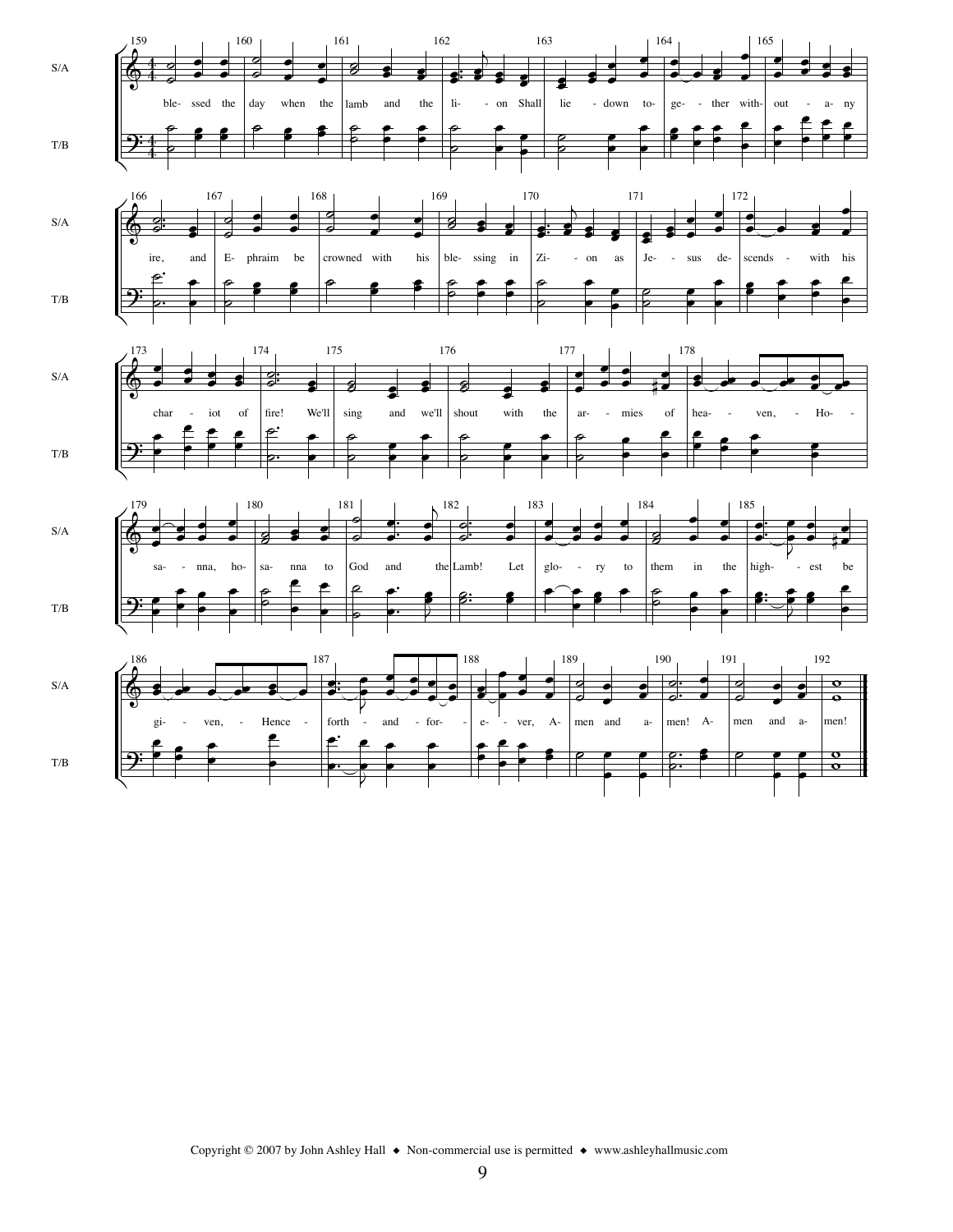S/A

T/B

ble- ssed the day when the lamb and the li- - on Shall lie - down to- ge- - ther with- out - a- ny

ire, and E- phraim be crowned with his ble- ssing in Zi- - on as Je- - sus de- scends - with his

char - iot of fire! We'll sing and we'll shout with the ar- - mies of hea- - ven, - Ho- -

sa- - nna, ho- sa- nna to God and the Lamb! Let glo- - ry to them in the high- - est be

gi- - ven, - Hence - forth - and - for- - e- - ver, A- men and a- men! A- men and a- men!